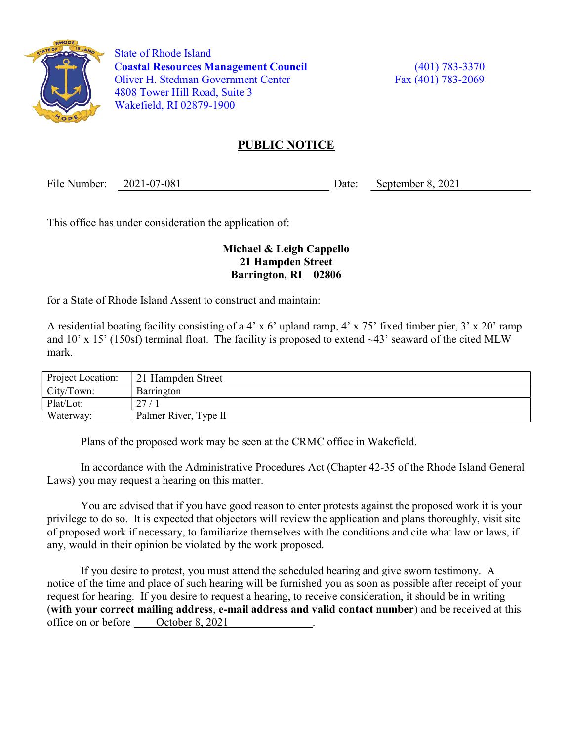State of Rhode Island
**Coastal Resources Management Council**
Oliver H. Stedman Government Center
4808 Tower Hill Road, Suite 3
Wakefield, RI 02879-1900

(401) 783-3370
Fax (401) 783-2069

## PUBLIC NOTICE

File Number: 2021-07-081 Date: September 8, 2021

This office has under consideration the application of:

**Michael & Leigh Cappello**
**21 Hampden Street**
**Barrington, RI 02806**

for a State of Rhode Island Assent to construct and maintain:

A residential boating facility consisting of a 4' x 6' upland ramp, 4' x 75' fixed timber pier, 3' x 20' ramp and 10' x 15' (150sf) terminal float. The facility is proposed to extend ~43' seaward of the cited MLW mark.

| Project Location: | 21 Hampden Street |
|---|---|
| City/Town: | Barrington |
| Plat/Lot: | 27 / 1 |
| Waterway: | Palmer River, Type II |

Plans of the proposed work may be seen at the CRMC office in Wakefield.

In accordance with the Administrative Procedures Act (Chapter 42-35 of the Rhode Island General Laws) you may request a hearing on this matter.

You are advised that if you have good reason to enter protests against the proposed work it is your privilege to do so. It is expected that objectors will review the application and plans thoroughly, visit site of proposed work if necessary, to familiarize themselves with the conditions and cite what law or laws, if any, would in their opinion be violated by the work proposed.

If you desire to protest, you must attend the scheduled hearing and give sworn testimony. A notice of the time and place of such hearing will be furnished you as soon as possible after receipt of your request for hearing. If you desire to request a hearing, to receive consideration, it should be in writing (**with your correct mailing address**, **e-mail address and valid contact number**) and be received at this office on or before October 8, 2021.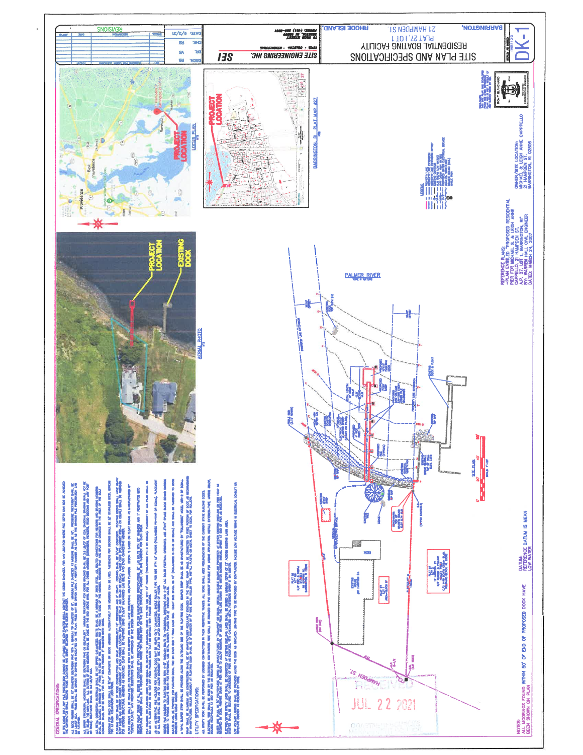# SITE PLAN AND SPECIFICATIONS

RESIDENTIAL BOATING FACILITY
PLAT 27, LOT 1
21 HAMPDEN ST.
BARRINGTON, RHODE ISLAND

SITE ENGINEERING INC.
CIVIL - COASTAL - STRUCTURAL

DK-1

| REVISIONS | | | |
|---|---|---|---|
| DSGN. | RB | DATE: | 6/3/21 |
| DR. | SA | | |
| CHK. | RB | | |

ROY T. BLANCHARD
REGISTERED PROFESSIONAL ENGINEER

LOCUS PLAN
NTS

PROJECT LOCATION

BARRINGTON, RI PLAT MAP #27
NTS

AERIAL PHOTO
NTS

PROJECT LOCATION

EXISTING DOCK

PALMER RIVER

SITE PLAN
SCALE: 1"=20'

LEGEND

REFERENCE PLANS:
-PLAN ENTITLED "PROPOSED RESIDENTIAL PIER FOR MICHAEL S. & LEIGH ANNE CAPPELLO, 21 HAMPDEN ST, BARRINGTON, RI"
A.P. 27, LOT 1, BARRINGTON, RI
BY: WARREN HALL CIVIL ENGINEER
DATED: MARCH 24, 2007

OWNER/SITE LOCATION:
MICHAEL S. & LEIGH ANNE CAPPELLO
21 HAMPDEN ST.
BARRINGTON, RI 02806

DATUM:
REFERENCE DATUM IS MEAN LOW WATER

NOTES:
ALL MOORINGS FOUND WITHIN 50' OF END OF PROPOSED DOCK HAVE BEEN SHOWN ON PLAN

HAMPDEN ST.

RECEIVED
JUL 22 2021
COASTAL RESOURCES MANAGEMENT COUNCIL

## GENERAL SPECIFICATIONS:

## UTILITY SPECIFICATIONS: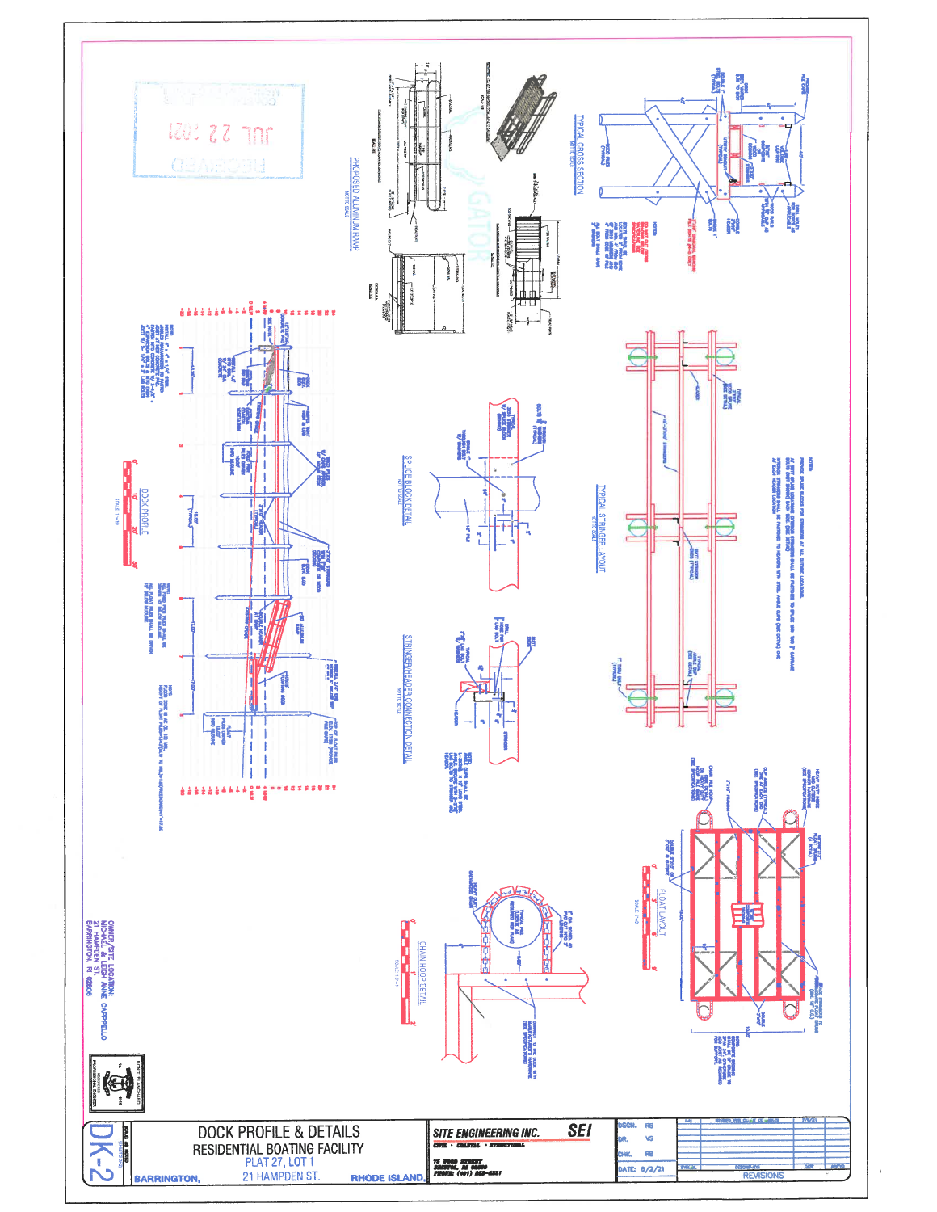RECEIVED

JUL 22 2021

PROPOSED ALUMINUM RAMP

NOT TO SCALE

TYPICAL CROSS SECTION

NOT TO SCALE

DOCK PROFILE

SCALE: 1"=10'

TYPICAL STRINGER LAYOUT

NOT TO SCALE

SPLICE BLOCK DETAIL

NOT TO SCALE

STRINGER/HEADER CONNECTION DETAIL

NOT TO SCALE

FLOAT LAYOUT

SCALE: 1"=5'

CHAIN HOOP DETAIL

SCALE: 1"=1'

OWNER/SITE LOCATION:
MICHAEL & LEIGH ANNE CAPPELLO
21 HAMPDEN ST.
BARRINGTON, RI 02806

# DOCK PROFILE & DETAILS

RESIDENTIAL BOATING FACILITY

PLAT 27, LOT 1

21 HAMPDEN ST.

BARRINGTON, RHODE ISLAND

SITE ENGINEERING INC. SEI

CIVIL • COASTAL • STRUCTURAL

| DSGN. | RB |
|---|---|
| DR. | VS |
| CHK. | RB |
| DATE: | 6/2/21 |

REVISIONS

DK-2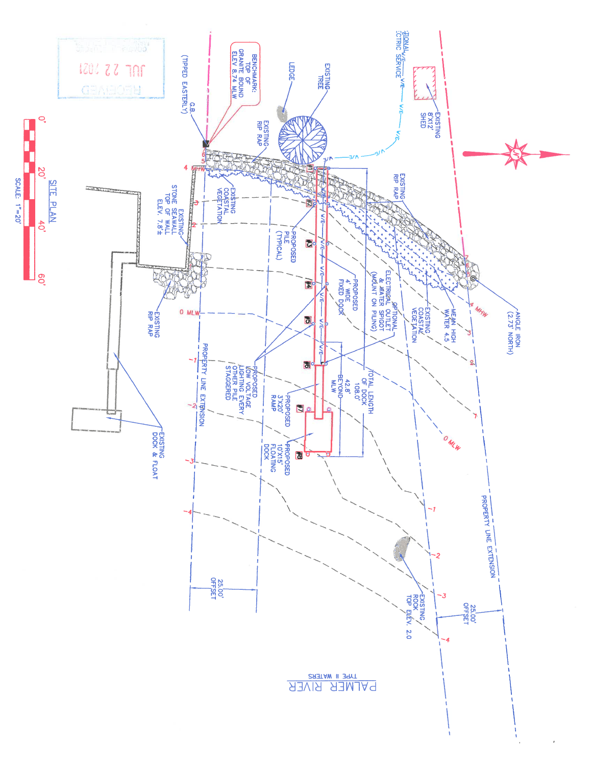# SITE PLAN

SCALE: 1"=20'

0' 20' 40' 60'

RECEIVED JUL 22 2021

BENCHMARK: TOP OF GRANITE BOUND ELEV 8.74 MLW

G.B. (TIPPED EASTERLY)

LEDGE

EXISTING TREE

OPTIONAL ELECTRIC SERVICE

EXISTING 8'X12' SHED

EXISTING RIP RAP

EXISTING COASTAL VEGETATION

EXISTING STONE SEAWALL TOP OF WALL ELEV. 7.8'±

EXISTING RIP RAP

EXISTING DOCK & FLOAT

PROPOSED PILE (TYPICAL)

PROPOSED 4' WIDE FIXED DOCK

OPTIONAL ELECTRICAL OUTLET & WATER SPIGOT (MOUNT ON PILING)

TOTAL LENGTH OF DOCK 108.0'

42.8' BEYOND MLW

PROPOSED LOW VOLTAGE LIGHTING EVERY OTHER PILE STAGGERED

PROPOSED 3'X20' RAMP

PROPOSED 10'X15' FLOATING DOCK

EXISTING RIP RAP

EXISTING COASTAL VEGETATION

MEAN HIGH WATER 4.5

ANGLE IRON (2.73' NORTH)

4 MHW

0 MLW

PROPERTY LINE EXTENSION

25.00' OFFSET

EXISTING ROCK TOP ELEV. 2.0

PALMER RIVER

TYPE II WATERS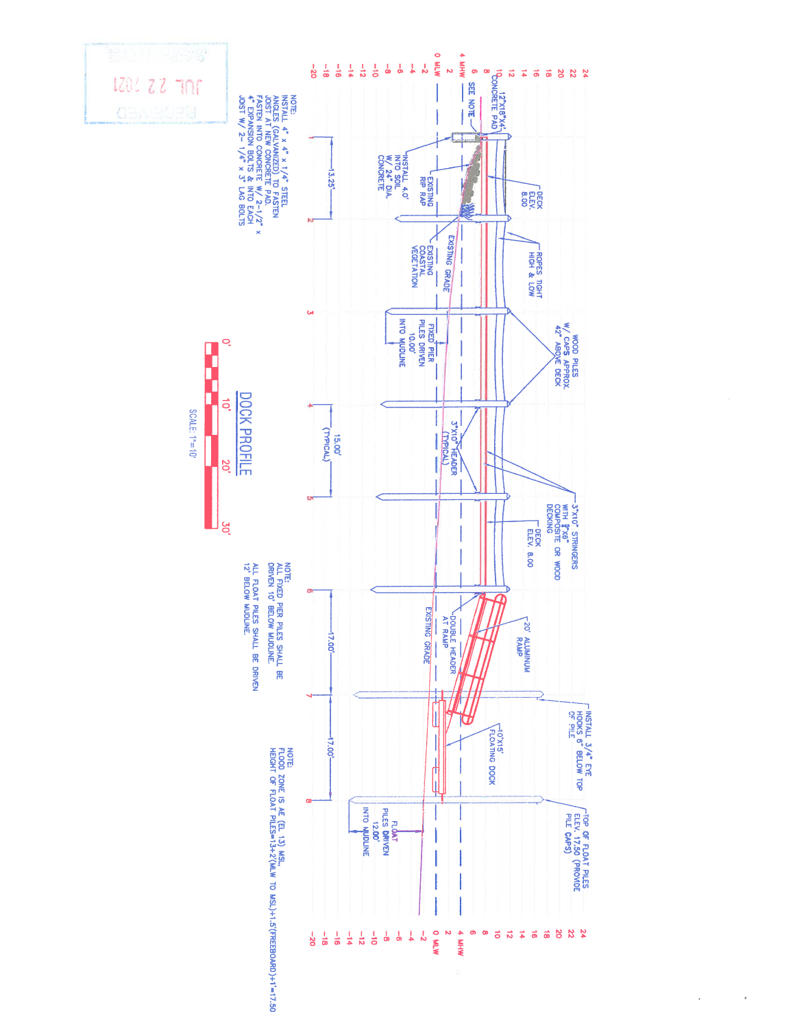# DOCK PROFILE

SCALE: 1"=10'

0' 10' 20' 30'

24
22
20
18
16
14
12
10
8
6
4 MHW
2
0 MLW
-2
-4
-6
-8
-10
-12
-14
-16
-18
-20

12"x18"x4' CONCRETE PAD

SEE NOTE

DECK ELEV. 8.00

ROPES TIGHT HIGH & LOW

WOOD PILES W/ CAPS APPROX. 42" ABOVE DECK

3"x10" STRINGERS WITH 2"x6" COMPOSITE OR WOOD DECKING

DECK ELEV. 8.00

20' ALUMINUM RAMP

INSTALL 3/4" EYE HOOKS 6" BELOW TOP OF PILE

10'X15' FLOATING DOCK

TOP OF FLOAT PILES ELEV. 17.50 (PROVIDE PILE CAPS)

EXISTING RIP RAP

INSTALL 4.0' INTO SOIL W/ 24" DIA. CONCRETE

EXISTING GRADE

EXISTING COASTAL VEGETATION

FIXED PIER PILES DRIVEN 10.00' INTO MUDLINE

3"x10" HEADER (TYPICAL)

DOUBLE HEADER AT RAMP

EXISTING GRADE

FLOAT PILES DRIVEN 12.00' INTO MUDLINE

1 2 3 4 5 6 7 8

13.25'

15.00' (TYPICAL)

17.00'

17.00'

NOTE:
INSTALL 4" x 4" x 1/4" STEEL ANGLES (GALVANIZED) TO FASTEN JOIST AT NEW CONCRETE PAD. FASTEN INTO CONCRETE W/ 2- 1/2" x 4" EXPANSION BOLTS & INTO EACH JOIST W/ 2- 1/4" x 3" LAG BOLTS

NOTE:
ALL FIXED PIER PILES SHALL BE DRIVEN 10' BELOW MUDLINE.
ALL FLOAT PILES SHALL BE DRIVEN 12' BELOW MUDLINE.

NOTE:
FLOOD ZONE IS AE (EL 13) MSL.
HEIGHT OF FLOAT PILES=13+2'(MLW TO MSL)+1.5'(FREEBOARD)+1'=17.50

RECEIVED
JUL 22 2021